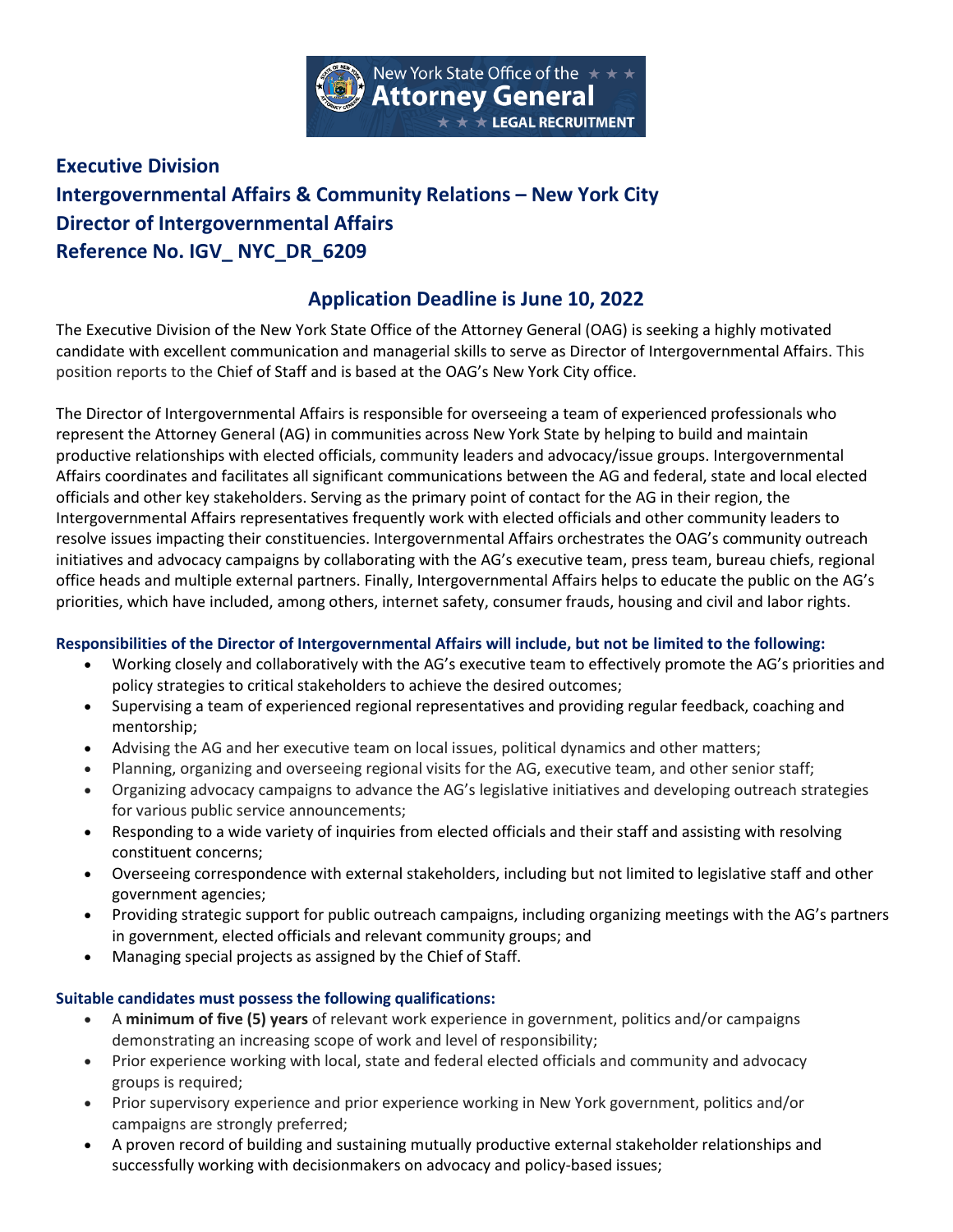New York State Office of the Attorney General LEGAL RECRUITMENT

## Executive Division
## Intergovernmental Affairs & Community Relations – New York City
## Director of Intergovernmental Affairs
## Reference No. IGV_ NYC_DR_6209

## Application Deadline is June 10, 2022

The Executive Division of the New York State Office of the Attorney General (OAG) is seeking a highly motivated candidate with excellent communication and managerial skills to serve as Director of Intergovernmental Affairs. This position reports to the Chief of Staff and is based at the OAG's New York City office.

The Director of Intergovernmental Affairs is responsible for overseeing a team of experienced professionals who represent the Attorney General (AG) in communities across New York State by helping to build and maintain productive relationships with elected officials, community leaders and advocacy/issue groups. Intergovernmental Affairs coordinates and facilitates all significant communications between the AG and federal, state and local elected officials and other key stakeholders. Serving as the primary point of contact for the AG in their region, the Intergovernmental Affairs representatives frequently work with elected officials and other community leaders to resolve issues impacting their constituencies. Intergovernmental Affairs orchestrates the OAG's community outreach initiatives and advocacy campaigns by collaborating with the AG's executive team, press team, bureau chiefs, regional office heads and multiple external partners. Finally, Intergovernmental Affairs helps to educate the public on the AG's priorities, which have included, among others, internet safety, consumer frauds, housing and civil and labor rights.

**Responsibilities of the Director of Intergovernmental Affairs will include, but not be limited to the following:**

- Working closely and collaboratively with the AG's executive team to effectively promote the AG's priorities and policy strategies to critical stakeholders to achieve the desired outcomes;
- Supervising a team of experienced regional representatives and providing regular feedback, coaching and mentorship;
- Advising the AG and her executive team on local issues, political dynamics and other matters;
- Planning, organizing and overseeing regional visits for the AG, executive team, and other senior staff;
- Organizing advocacy campaigns to advance the AG's legislative initiatives and developing outreach strategies for various public service announcements;
- Responding to a wide variety of inquiries from elected officials and their staff and assisting with resolving constituent concerns;
- Overseeing correspondence with external stakeholders, including but not limited to legislative staff and other government agencies;
- Providing strategic support for public outreach campaigns, including organizing meetings with the AG's partners in government, elected officials and relevant community groups; and
- Managing special projects as assigned by the Chief of Staff.

**Suitable candidates must possess the following qualifications:**

- A **minimum of five (5) years** of relevant work experience in government, politics and/or campaigns demonstrating an increasing scope of work and level of responsibility;
- Prior experience working with local, state and federal elected officials and community and advocacy groups is required;
- Prior supervisory experience and prior experience working in New York government, politics and/or campaigns are strongly preferred;
- A proven record of building and sustaining mutually productive external stakeholder relationships and successfully working with decisionmakers on advocacy and policy-based issues;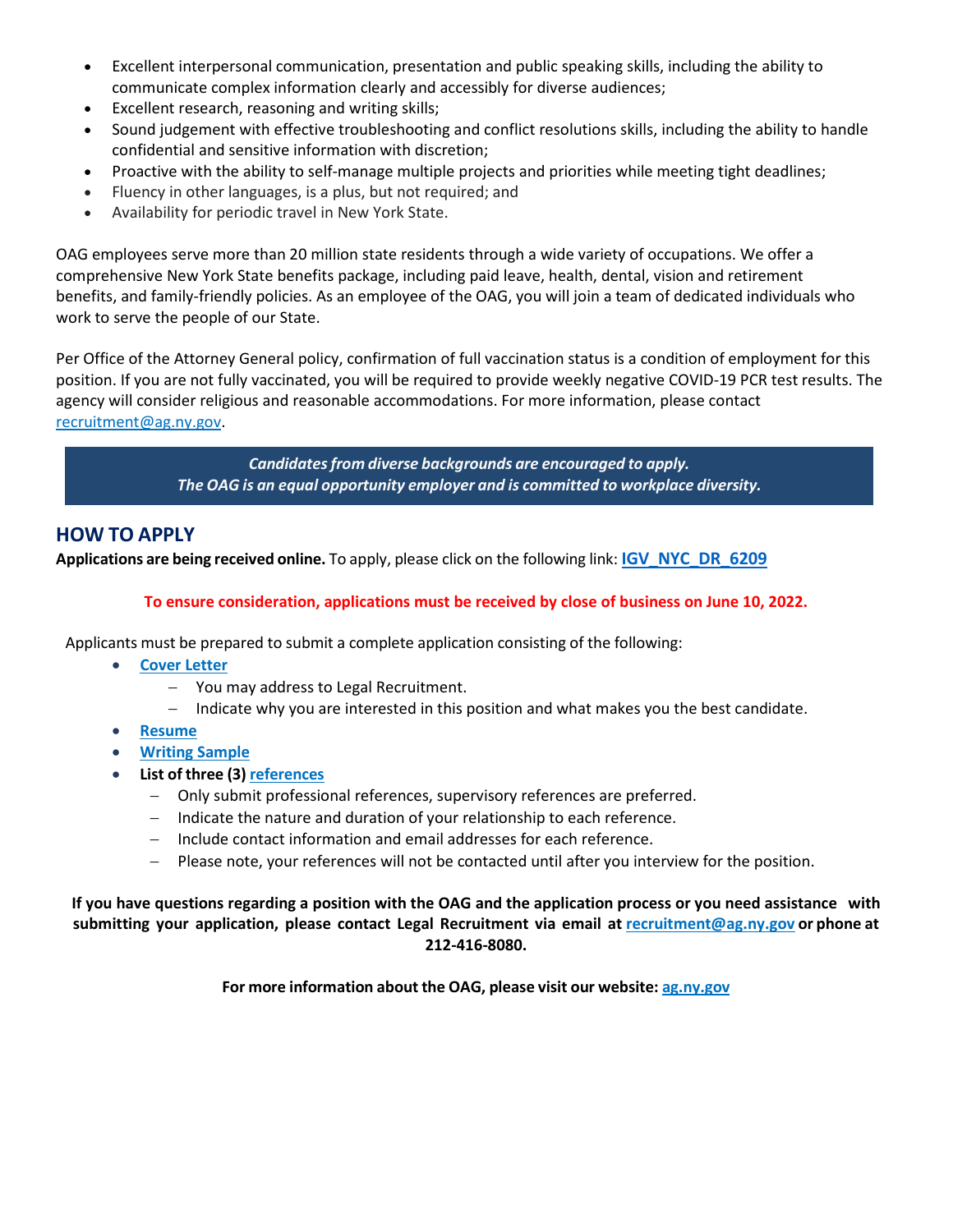- Excellent interpersonal communication, presentation and public speaking skills, including the ability to communicate complex information clearly and accessibly for diverse audiences;
- Excellent research, reasoning and writing skills;
- Sound judgement with effective troubleshooting and conflict resolutions skills, including the ability to handle confidential and sensitive information with discretion;
- Proactive with the ability to self-manage multiple projects and priorities while meeting tight deadlines;
- Fluency in other languages, is a plus, but not required; and
- Availability for periodic travel in New York State.

OAG employees serve more than 20 million state residents through a wide variety of occupations. We offer a comprehensive New York State benefits package, including paid leave, health, dental, vision and retirement benefits, and family-friendly policies. As an employee of the OAG, you will join a team of dedicated individuals who work to serve the people of our State.

Per Office of the Attorney General policy, confirmation of full vaccination status is a condition of employment for this position. If you are not fully vaccinated, you will be required to provide weekly negative COVID-19 PCR test results. The agency will consider religious and reasonable accommodations. For more information, please contact recruitment@ag.ny.gov.

***Candidates from diverse backgrounds are encouraged to apply.***
***The OAG is an equal opportunity employer and is committed to workplace diversity.***

## HOW TO APPLY

**Applications are being received online.** To apply, please click on the following link: **IGV_NYC_DR_6209**

**To ensure consideration, applications must be received by close of business on June 10, 2022.**

Applicants must be prepared to submit a complete application consisting of the following:

- **Cover Letter**
  - You may address to Legal Recruitment.
  - Indicate why you are interested in this position and what makes you the best candidate.
- **Resume**
- **Writing Sample**
- **List of three (3) references**
  - Only submit professional references, supervisory references are preferred.
  - Indicate the nature and duration of your relationship to each reference.
  - Include contact information and email addresses for each reference.
  - Please note, your references will not be contacted until after you interview for the position.

**If you have questions regarding a position with the OAG and the application process or you need assistance with submitting your application, please contact Legal Recruitment via email at recruitment@ag.ny.gov or phone at 212-416-8080.**

**For more information about the OAG, please visit our website: ag.ny.gov**